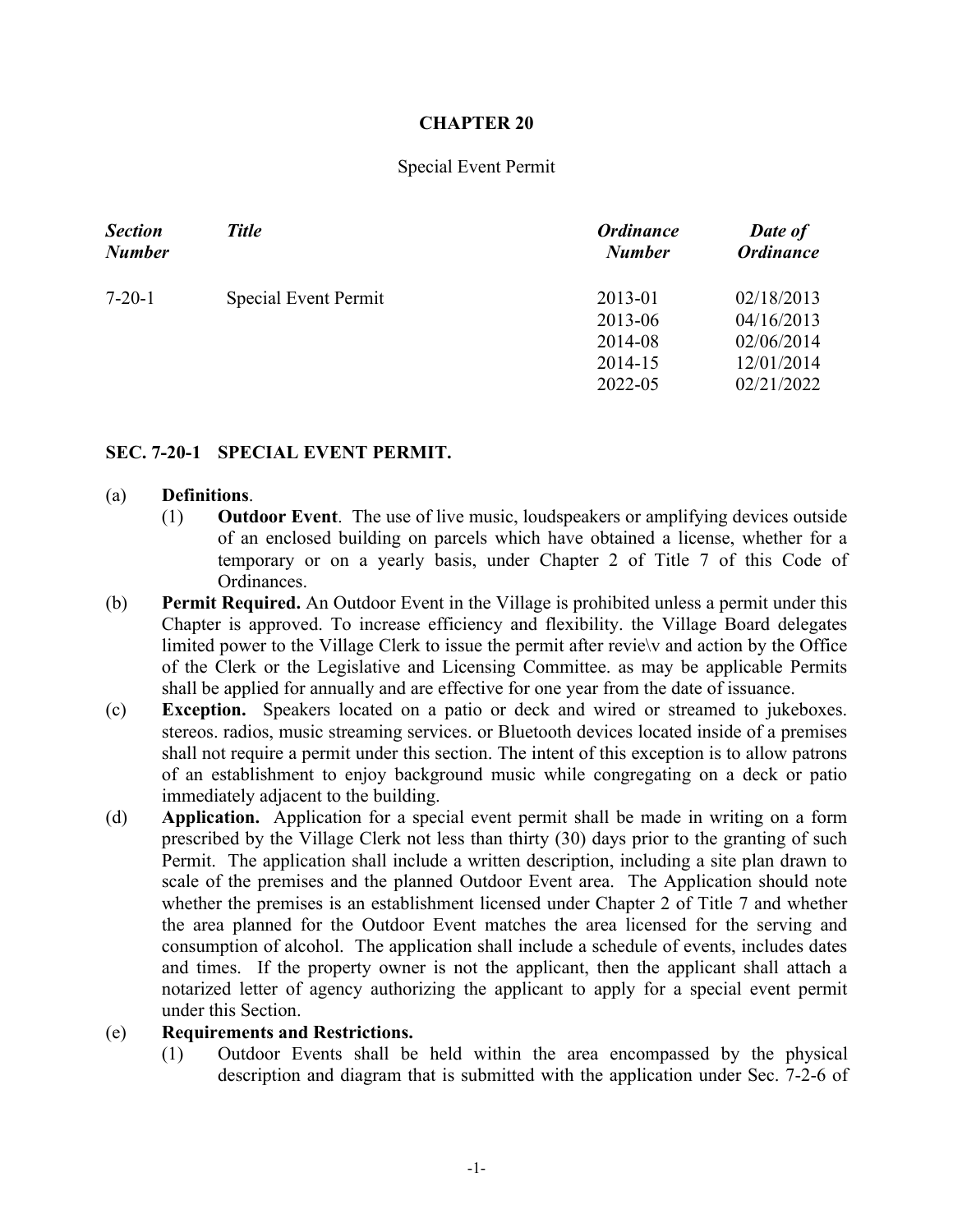# CHAPTER 20

Special Event Permit

| *Section Number* | *Title* | *Ordinance Number* | *Date of Ordinance* |
|---|---|---|---|
| 7-20-1 | Special Event Permit | 2013-01 | 02/18/2013 |
| | | 2013-06 | 04/16/2013 |
| | | 2014-08 | 02/06/2014 |
| | | 2014-15 | 12/01/2014 |
| | | 2022-05 | 02/21/2022 |

## SEC. 7-20-1 SPECIAL EVENT PERMIT.

(a) **Definitions**.

(1) **Outdoor Event**. The use of live music, loudspeakers or amplifying devices outside of an enclosed building on parcels which have obtained a license, whether for a temporary or on a yearly basis, under Chapter 2 of Title 7 of this Code of Ordinances.

(b) **Permit Required.** An Outdoor Event in the Village is prohibited unless a permit under this Chapter is approved. To increase efficiency and flexibility. the Village Board delegates limited power to the Village Clerk to issue the permit after revie\v and action by the Office of the Clerk or the Legislative and Licensing Committee. as may be applicable Permits shall be applied for annually and are effective for one year from the date of issuance.

(c) **Exception.** Speakers located on a patio or deck and wired or streamed to jukeboxes. stereos. radios, music streaming services. or Bluetooth devices located inside of a premises shall not require a permit under this section. The intent of this exception is to allow patrons of an establishment to enjoy background music while congregating on a deck or patio immediately adjacent to the building.

(d) **Application.** Application for a special event permit shall be made in writing on a form prescribed by the Village Clerk not less than thirty (30) days prior to the granting of such Permit. The application shall include a written description, including a site plan drawn to scale of the premises and the planned Outdoor Event area. The Application should note whether the premises is an establishment licensed under Chapter 2 of Title 7 and whether the area planned for the Outdoor Event matches the area licensed for the serving and consumption of alcohol. The application shall include a schedule of events, includes dates and times. If the property owner is not the applicant, then the applicant shall attach a notarized letter of agency authorizing the applicant to apply for a special event permit under this Section.

(e) **Requirements and Restrictions.**

(1) Outdoor Events shall be held within the area encompassed by the physical description and diagram that is submitted with the application under Sec. 7-2-6 of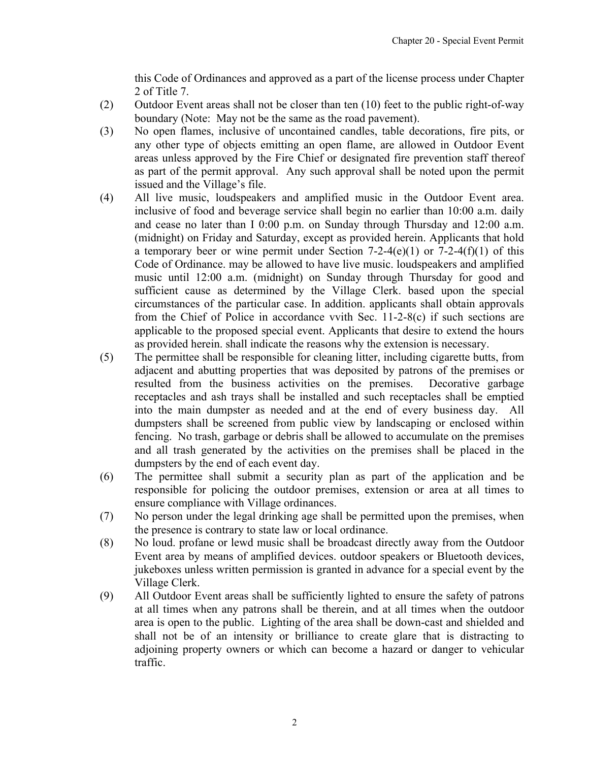this Code of Ordinances and approved as a part of the license process under Chapter 2 of Title 7.

(2) Outdoor Event areas shall not be closer than ten (10) feet to the public right-of-way boundary (Note: May not be the same as the road pavement).

(3) No open flames, inclusive of uncontained candles, table decorations, fire pits, or any other type of objects emitting an open flame, are allowed in Outdoor Event areas unless approved by the Fire Chief or designated fire prevention staff thereof as part of the permit approval. Any such approval shall be noted upon the permit issued and the Village's file.

(4) All live music, loudspeakers and amplified music in the Outdoor Event area. inclusive of food and beverage service shall begin no earlier than 10:00 a.m. daily and cease no later than I 0:00 p.m. on Sunday through Thursday and 12:00 a.m. (midnight) on Friday and Saturday, except as provided herein. Applicants that hold a temporary beer or wine permit under Section 7-2-4(e)(1) or 7-2-4(f)(1) of this Code of Ordinance. may be allowed to have live music. loudspeakers and amplified music until 12:00 a.m. (midnight) on Sunday through Thursday for good and sufficient cause as determined by the Village Clerk. based upon the special circumstances of the particular case. In addition. applicants shall obtain approvals from the Chief of Police in accordance vvith Sec. 11-2-8(c) if such sections are applicable to the proposed special event. Applicants that desire to extend the hours as provided herein. shall indicate the reasons why the extension is necessary.

(5) The permittee shall be responsible for cleaning litter, including cigarette butts, from adjacent and abutting properties that was deposited by patrons of the premises or resulted from the business activities on the premises. Decorative garbage receptacles and ash trays shall be installed and such receptacles shall be emptied into the main dumpster as needed and at the end of every business day. All dumpsters shall be screened from public view by landscaping or enclosed within fencing. No trash, garbage or debris shall be allowed to accumulate on the premises and all trash generated by the activities on the premises shall be placed in the dumpsters by the end of each event day.

(6) The permittee shall submit a security plan as part of the application and be responsible for policing the outdoor premises, extension or area at all times to ensure compliance with Village ordinances.

(7) No person under the legal drinking age shall be permitted upon the premises, when the presence is contrary to state law or local ordinance.

(8) No loud. profane or lewd music shall be broadcast directly away from the Outdoor Event area by means of amplified devices. outdoor speakers or Bluetooth devices, jukeboxes unless written permission is granted in advance for a special event by the Village Clerk.

(9) All Outdoor Event areas shall be sufficiently lighted to ensure the safety of patrons at all times when any patrons shall be therein, and at all times when the outdoor area is open to the public. Lighting of the area shall be down-cast and shielded and shall not be of an intensity or brilliance to create glare that is distracting to adjoining property owners or which can become a hazard or danger to vehicular traffic.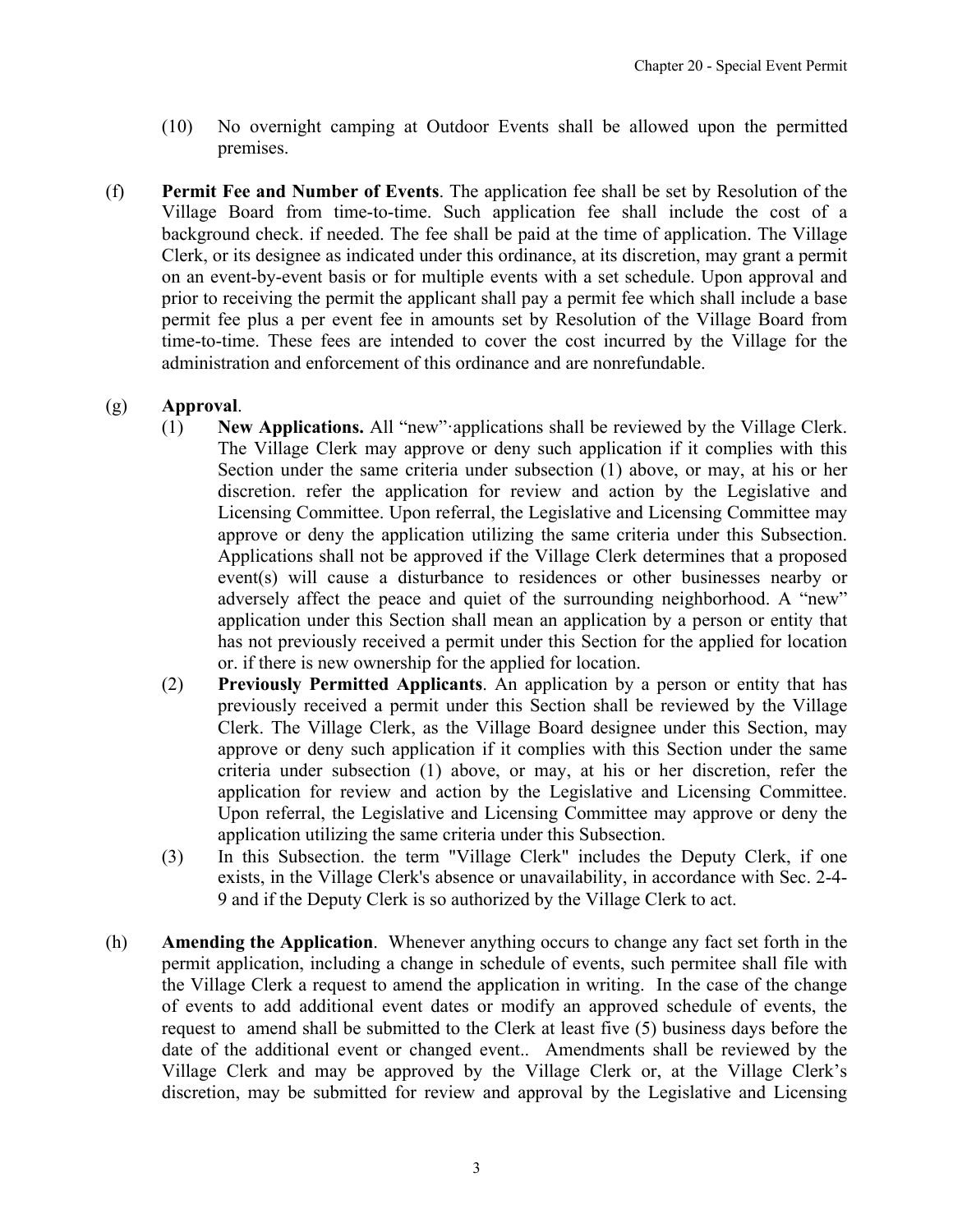(10) No overnight camping at Outdoor Events shall be allowed upon the permitted premises.

(f) **Permit Fee and Number of Events**. The application fee shall be set by Resolution of the Village Board from time-to-time. Such application fee shall include the cost of a background check. if needed. The fee shall be paid at the time of application. The Village Clerk, or its designee as indicated under this ordinance, at its discretion, may grant a permit on an event-by-event basis or for multiple events with a set schedule. Upon approval and prior to receiving the permit the applicant shall pay a permit fee which shall include a base permit fee plus a per event fee in amounts set by Resolution of the Village Board from time-to-time. These fees are intended to cover the cost incurred by the Village for the administration and enforcement of this ordinance and are nonrefundable.

(g) **Approval**.

(1) **New Applications.** All "new"·applications shall be reviewed by the Village Clerk. The Village Clerk may approve or deny such application if it complies with this Section under the same criteria under subsection (1) above, or may, at his or her discretion. refer the application for review and action by the Legislative and Licensing Committee. Upon referral, the Legislative and Licensing Committee may approve or deny the application utilizing the same criteria under this Subsection. Applications shall not be approved if the Village Clerk determines that a proposed event(s) will cause a disturbance to residences or other businesses nearby or adversely affect the peace and quiet of the surrounding neighborhood. A "new" application under this Section shall mean an application by a person or entity that has not previously received a permit under this Section for the applied for location or. if there is new ownership for the applied for location.

(2) **Previously Permitted Applicants**. An application by a person or entity that has previously received a permit under this Section shall be reviewed by the Village Clerk. The Village Clerk, as the Village Board designee under this Section, may approve or deny such application if it complies with this Section under the same criteria under subsection (1) above, or may, at his or her discretion, refer the application for review and action by the Legislative and Licensing Committee. Upon referral, the Legislative and Licensing Committee may approve or deny the application utilizing the same criteria under this Subsection.

(3) In this Subsection. the term "Village Clerk" includes the Deputy Clerk, if one exists, in the Village Clerk's absence or unavailability, in accordance with Sec. 2-4-9 and if the Deputy Clerk is so authorized by the Village Clerk to act.

(h) **Amending the Application**. Whenever anything occurs to change any fact set forth in the permit application, including a change in schedule of events, such permitee shall file with the Village Clerk a request to amend the application in writing. In the case of the change of events to add additional event dates or modify an approved schedule of events, the request to amend shall be submitted to the Clerk at least five (5) business days before the date of the additional event or changed event.. Amendments shall be reviewed by the Village Clerk and may be approved by the Village Clerk or, at the Village Clerk's discretion, may be submitted for review and approval by the Legislative and Licensing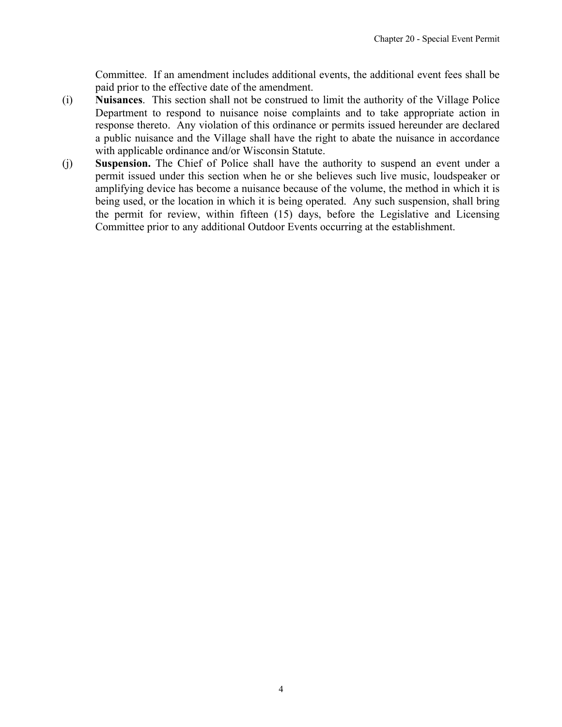Committee. If an amendment includes additional events, the additional event fees shall be paid prior to the effective date of the amendment.

(i) **Nuisances**. This section shall not be construed to limit the authority of the Village Police Department to respond to nuisance noise complaints and to take appropriate action in response thereto. Any violation of this ordinance or permits issued hereunder are declared a public nuisance and the Village shall have the right to abate the nuisance in accordance with applicable ordinance and/or Wisconsin Statute.

(j) **Suspension.** The Chief of Police shall have the authority to suspend an event under a permit issued under this section when he or she believes such live music, loudspeaker or amplifying device has become a nuisance because of the volume, the method in which it is being used, or the location in which it is being operated. Any such suspension, shall bring the permit for review, within fifteen (15) days, before the Legislative and Licensing Committee prior to any additional Outdoor Events occurring at the establishment.